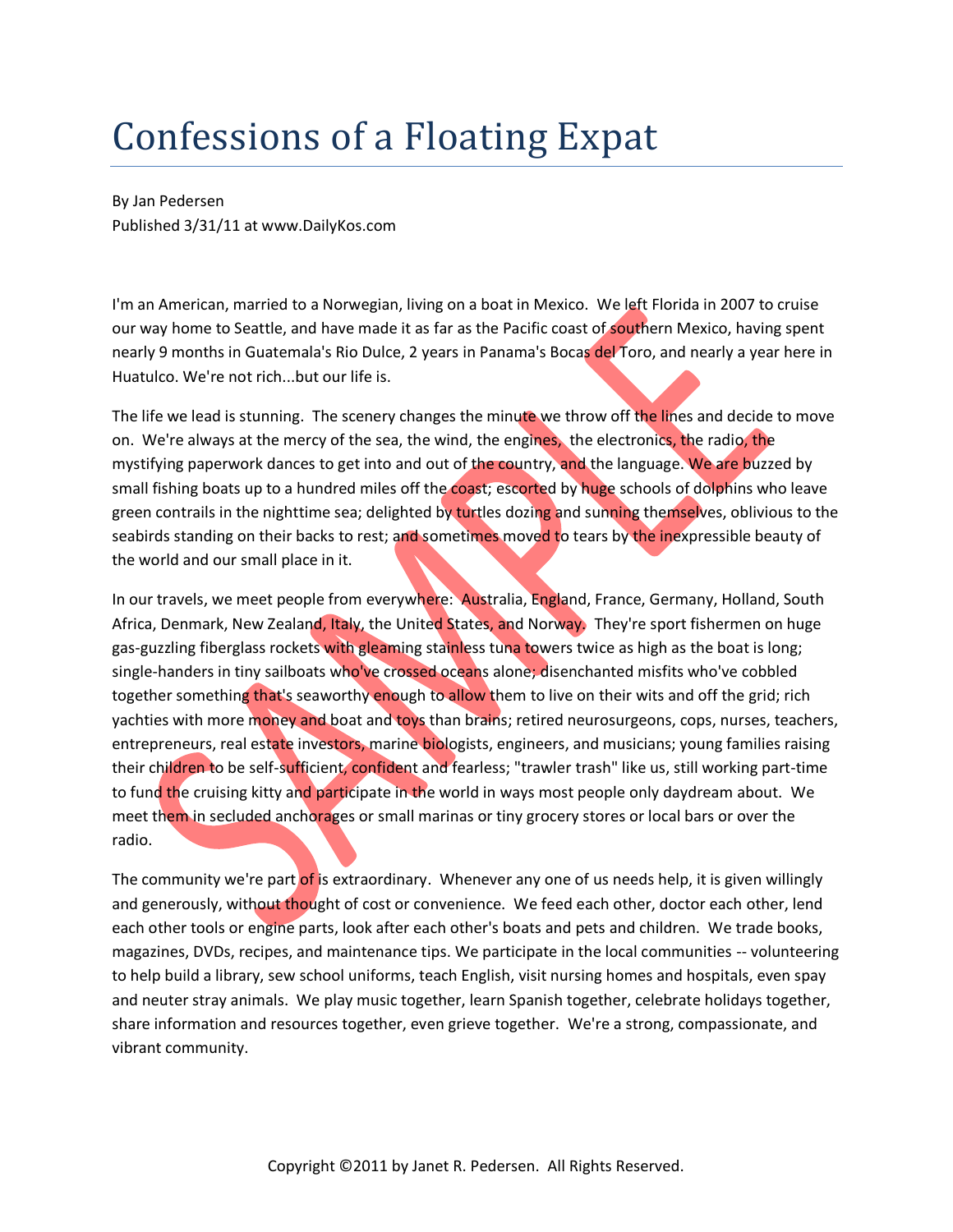# Confessions of a Floating Expat

By Jan Pedersen
Published 3/31/11 at www.DailyKos.com

I'm an American, married to a Norwegian, living on a boat in Mexico. We left Florida in 2007 to cruise our way home to Seattle, and have made it as far as the Pacific coast of southern Mexico, having spent nearly 9 months in Guatemala's Rio Dulce, 2 years in Panama's Bocas del Toro, and nearly a year here in Huatulco. We're not rich...but our life is.

The life we lead is stunning. The scenery changes the minute we throw off the lines and decide to move on. We're always at the mercy of the sea, the wind, the engines, the electronics, the radio, the mystifying paperwork dances to get into and out of the country, and the language. We are buzzed by small fishing boats up to a hundred miles off the coast; escorted by huge schools of dolphins who leave green contrails in the nighttime sea; delighted by turtles dozing and sunning themselves, oblivious to the seabirds standing on their backs to rest; and sometimes moved to tears by the inexpressible beauty of the world and our small place in it.

In our travels, we meet people from everywhere: Australia, England, France, Germany, Holland, South Africa, Denmark, New Zealand, Italy, the United States, and Norway. They're sport fishermen on huge gas-guzzling fiberglass rockets with gleaming stainless tuna towers twice as high as the boat is long; single-handers in tiny sailboats who've crossed oceans alone; disenchanted misfits who've cobbled together something that's seaworthy enough to allow them to live on their wits and off the grid; rich yachties with more money and boat and toys than brains; retired neurosurgeons, cops, nurses, teachers, entrepreneurs, real estate investors, marine biologists, engineers, and musicians; young families raising their children to be self-sufficient, confident and fearless; "trawler trash" like us, still working part-time to fund the cruising kitty and participate in the world in ways most people only daydream about. We meet them in secluded anchorages or small marinas or tiny grocery stores or local bars or over the radio.

The community we're part of is extraordinary. Whenever any one of us needs help, it is given willingly and generously, without thought of cost or convenience. We feed each other, doctor each other, lend each other tools or engine parts, look after each other's boats and pets and children. We trade books, magazines, DVDs, recipes, and maintenance tips. We participate in the local communities -- volunteering to help build a library, sew school uniforms, teach English, visit nursing homes and hospitals, even spay and neuter stray animals. We play music together, learn Spanish together, celebrate holidays together, share information and resources together, even grieve together. We're a strong, compassionate, and vibrant community.

Copyright ©2011 by Janet R. Pedersen. All Rights Reserved.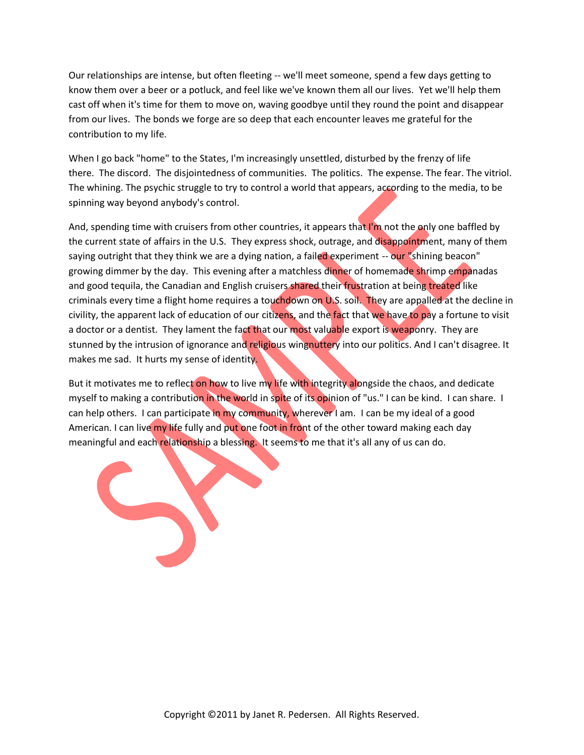Our relationships are intense, but often fleeting -- we'll meet someone, spend a few days getting to know them over a beer or a potluck, and feel like we've known them all our lives. Yet we'll help them cast off when it's time for them to move on, waving goodbye until they round the point and disappear from our lives. The bonds we forge are so deep that each encounter leaves me grateful for the contribution to my life.

When I go back "home" to the States, I'm increasingly unsettled, disturbed by the frenzy of life there. The discord. The disjointedness of communities. The politics. The expense. The fear. The vitriol. The whining. The psychic struggle to try to control a world that appears, according to the media, to be spinning way beyond anybody's control.

And, spending time with cruisers from other countries, it appears that I'm not the only one baffled by the current state of affairs in the U.S. They express shock, outrage, and disappointment, many of them saying outright that they think we are a dying nation, a failed experiment -- our "shining beacon" growing dimmer by the day. This evening after a matchless dinner of homemade shrimp empanadas and good tequila, the Canadian and English cruisers shared their frustration at being treated like criminals every time a flight home requires a touchdown on U.S. soil. They are appalled at the decline in civility, the apparent lack of education of our citizens, and the fact that we have to pay a fortune to visit a doctor or a dentist. They lament the fact that our most valuable export is weaponry. They are stunned by the intrusion of ignorance and religious wingnuttery into our politics. And I can't disagree. It makes me sad. It hurts my sense of identity.

But it motivates me to reflect on how to live my life with integrity alongside the chaos, and dedicate myself to making a contribution in the world in spite of its opinion of "us." I can be kind. I can share. I can help others. I can participate in my community, wherever I am. I can be my ideal of a good American. I can live my life fully and put one foot in front of the other toward making each day meaningful and each relationship a blessing. It seems to me that it's all any of us can do.

Copyright ©2011 by Janet R. Pedersen. All Rights Reserved.